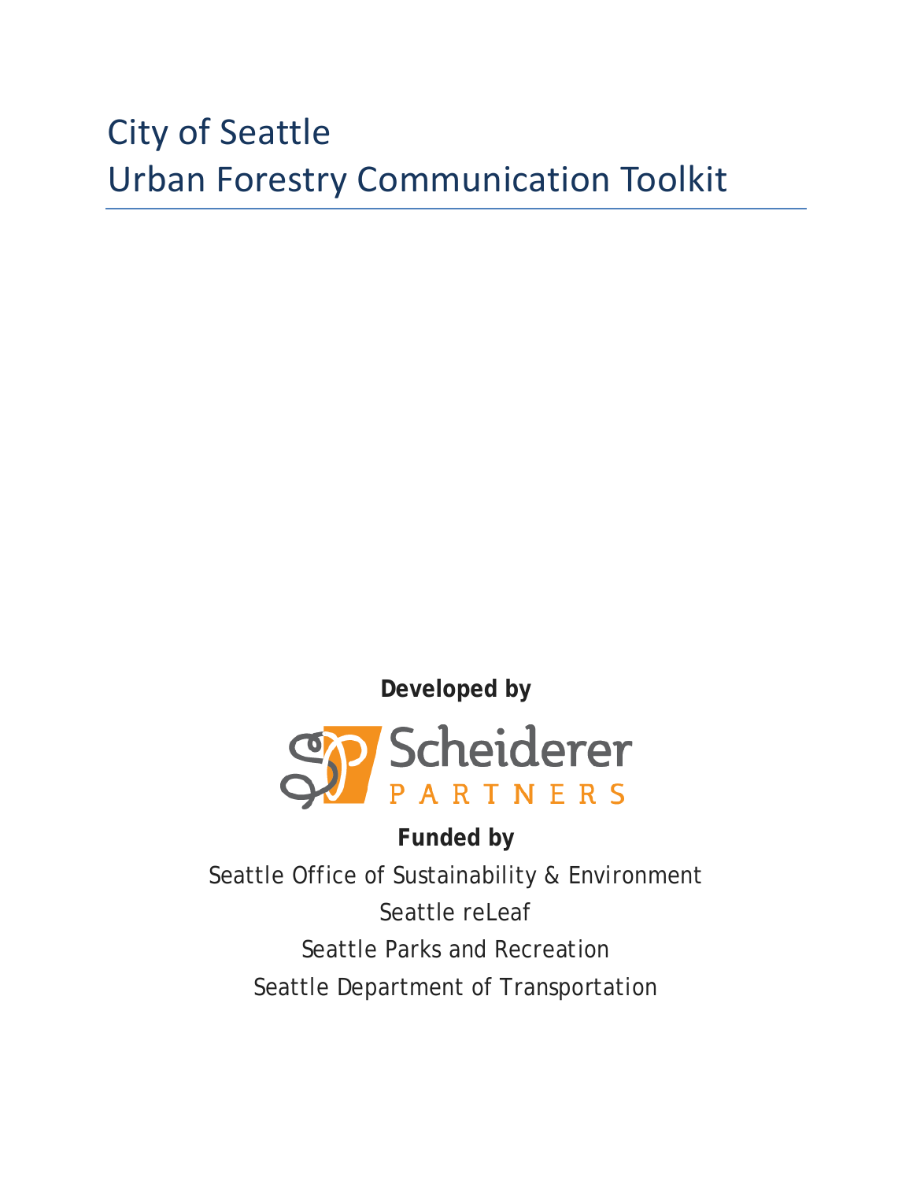# City of Seattle
# Urban Forestry Communication Toolkit

**Developed by**

Scheiderer PARTNERS

**Funded by**

Seattle Office of Sustainability & Environment

Seattle reLeaf

Seattle Parks and Recreation

Seattle Department of Transportation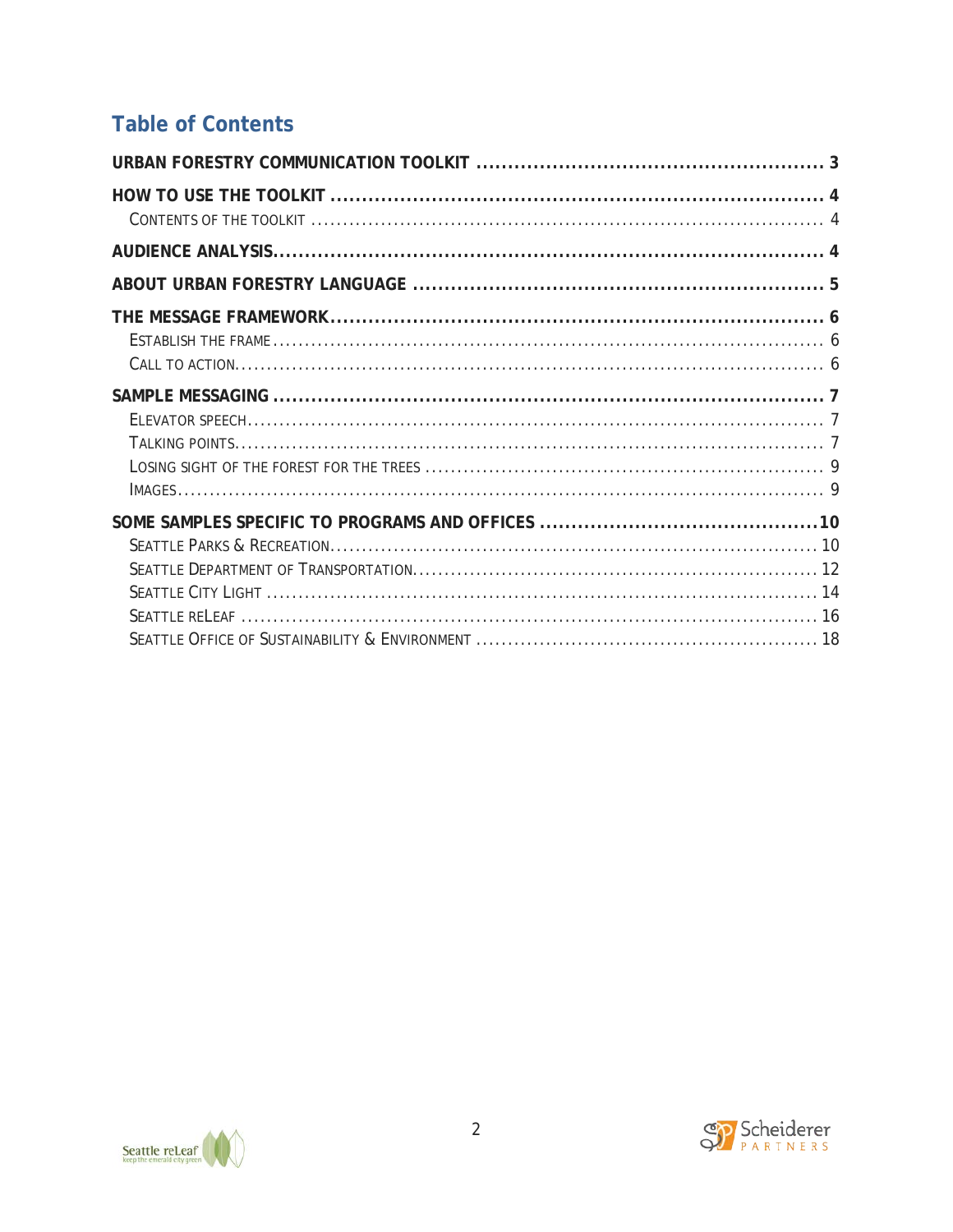## Table of Contents

**URBAN FORESTRY COMMUNICATION TOOLKIT** ........ 3

**HOW TO USE THE TOOLKIT** ........ 4

- CONTENTS OF THE TOOLKIT ........ 4

**AUDIENCE ANALYSIS** ........ 4

**ABOUT URBAN FORESTRY LANGUAGE** ........ 5

**THE MESSAGE FRAMEWORK** ........ 6

- ESTABLISH THE FRAME ........ 6
- CALL TO ACTION ........ 6

**SAMPLE MESSAGING** ........ 7

- ELEVATOR SPEECH ........ 7
- TALKING POINTS ........ 7
- LOSING SIGHT OF THE FOREST FOR THE TREES ........ 9
- IMAGES ........ 9

**SOME SAMPLES SPECIFIC TO PROGRAMS AND OFFICES** ........ 10

- SEATTLE PARKS & RECREATION ........ 10
- SEATTLE DEPARTMENT OF TRANSPORTATION ........ 12
- SEATTLE CITY LIGHT ........ 14
- SEATTLE RELEAF ........ 16
- SEATTLE OFFICE OF SUSTAINABILITY & ENVIRONMENT ........ 18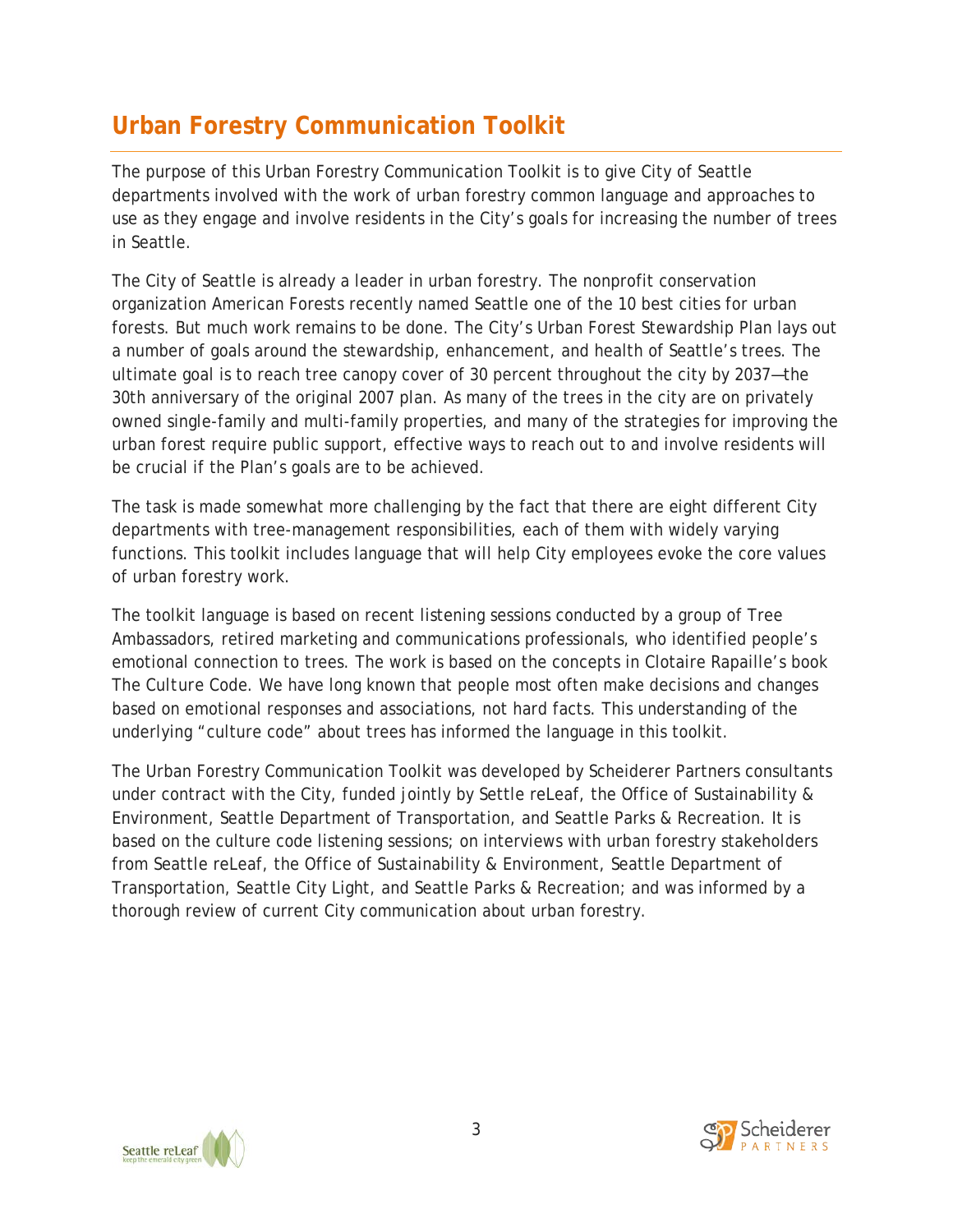# Urban Forestry Communication Toolkit

The purpose of this Urban Forestry Communication Toolkit is to give City of Seattle departments involved with the work of urban forestry common language and approaches to use as they engage and involve residents in the City's goals for increasing the number of trees in Seattle.

The City of Seattle is already a leader in urban forestry. The nonprofit conservation organization American Forests recently named Seattle one of the 10 best cities for urban forests. But much work remains to be done. The City's Urban Forest Stewardship Plan lays out a number of goals around the stewardship, enhancement, and health of Seattle's trees. The ultimate goal is to reach tree canopy cover of 30 percent throughout the city by 2037—the 30th anniversary of the original 2007 plan. As many of the trees in the city are on privately owned single-family and multi-family properties, and many of the strategies for improving the urban forest require public support, effective ways to reach out to and involve residents will be crucial if the Plan's goals are to be achieved.

The task is made somewhat more challenging by the fact that there are eight different City departments with tree-management responsibilities, each of them with widely varying functions. This toolkit includes language that will help City employees evoke the core values of urban forestry work.

The toolkit language is based on recent listening sessions conducted by a group of Tree Ambassadors, retired marketing and communications professionals, who identified people's emotional connection to trees. The work is based on the concepts in Clotaire Rapaille's book *The Culture Code*. We have long known that people most often make decisions and changes based on emotional responses and associations, not hard facts. This understanding of the underlying "culture code" about trees has informed the language in this toolkit.

The Urban Forestry Communication Toolkit was developed by Scheiderer Partners consultants under contract with the City, funded jointly by Settle reLeaf, the Office of Sustainability & Environment, Seattle Department of Transportation, and Seattle Parks & Recreation. It is based on the culture code listening sessions; on interviews with urban forestry stakeholders from Seattle reLeaf, the Office of Sustainability & Environment, Seattle Department of Transportation, Seattle City Light, and Seattle Parks & Recreation; and was informed by a thorough review of current City communication about urban forestry.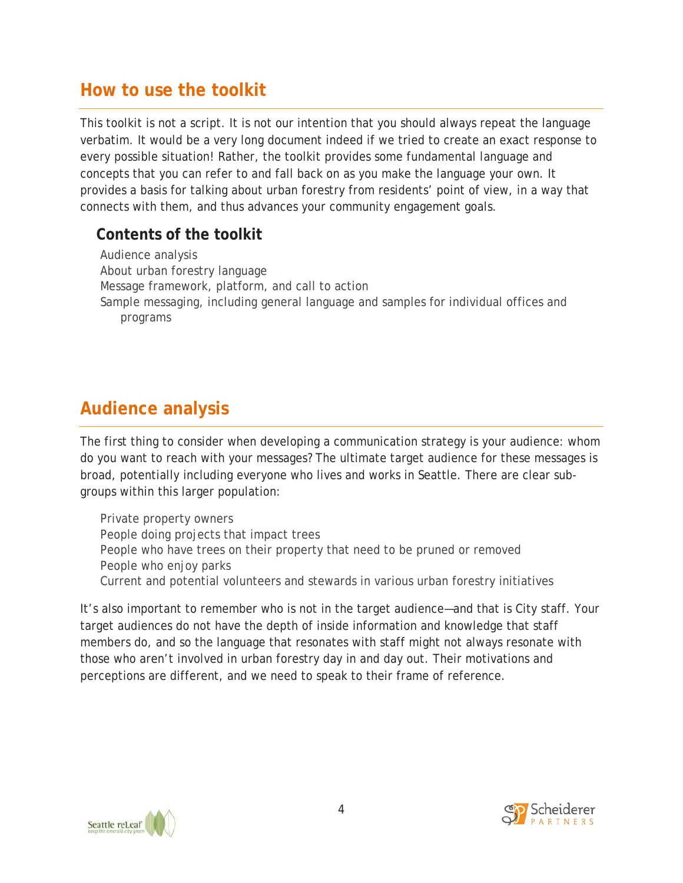## How to use the toolkit

This toolkit is not a script. It is not our intention that you should always repeat the language verbatim. It would be a very long document indeed if we tried to create an exact response to every possible situation! Rather, the toolkit provides some fundamental language and concepts that you can refer to and fall back on as you make the language your own. It provides a basis for talking about urban forestry from residents' point of view, in a way that connects with them, and thus advances your community engagement goals.

### Contents of the toolkit

- Audience analysis
- About urban forestry language
- Message framework, platform, and call to action
- Sample messaging, including general language and samples for individual offices and programs

## Audience analysis

The first thing to consider when developing a communication strategy is your audience: whom do you want to reach with your messages? The ultimate target audience for these messages is broad, potentially including everyone who lives and works in Seattle. There are clear sub-groups within this larger population:

- Private property owners
- People doing projects that impact trees
- People who have trees on their property that need to be pruned or removed
- People who enjoy parks
- Current and potential volunteers and stewards in various urban forestry initiatives

It's also important to remember who is not in the target audience—and that is City staff. Your target audiences do not have the depth of inside information and knowledge that staff members do, and so the language that resonates with staff might not always resonate with those who aren't involved in urban forestry day in and day out. Their motivations and perceptions are different, and we need to speak to their frame of reference.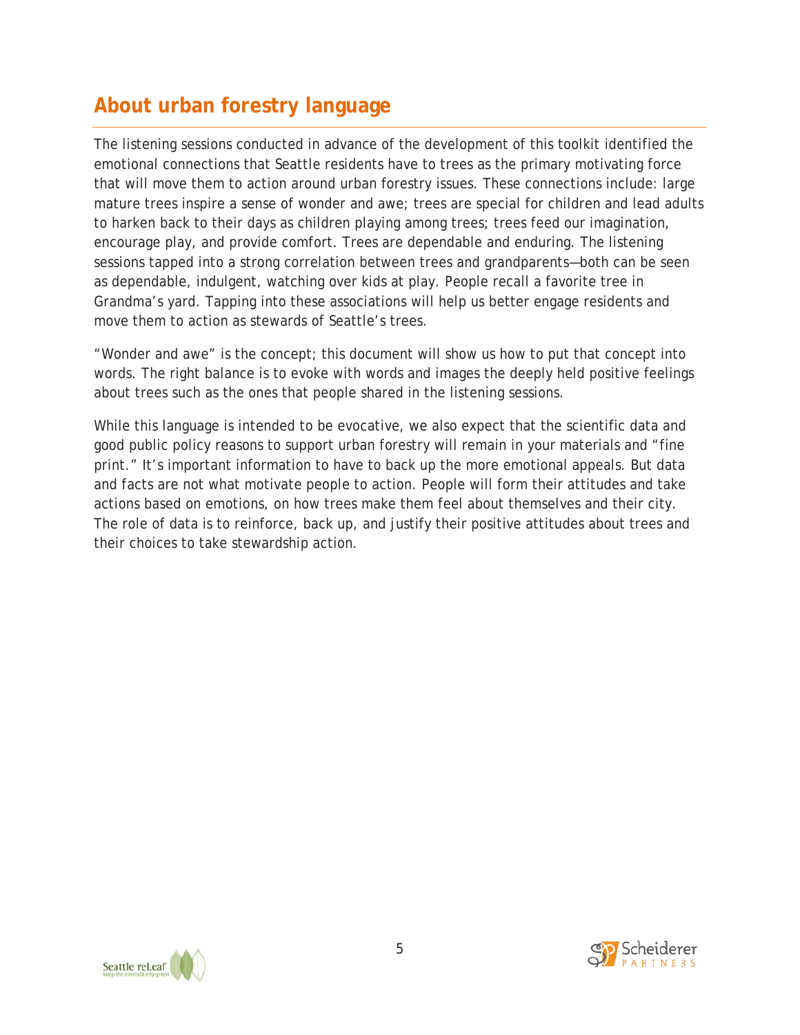## About urban forestry language

The listening sessions conducted in advance of the development of this toolkit identified the emotional connections that Seattle residents have to trees as the primary motivating force that will move them to action around urban forestry issues. These connections include: large mature trees inspire a sense of wonder and awe; trees are special for children and lead adults to harken back to their days as children playing among trees; trees feed our imagination, encourage play, and provide comfort. Trees are dependable and enduring. The listening sessions tapped into a strong correlation between trees and grandparents—both can be seen as dependable, indulgent, watching over kids at play. People recall a favorite tree in Grandma's yard. Tapping into these associations will help us better engage residents and move them to action as stewards of Seattle's trees.

"Wonder and awe" is the concept; this document will show us how to put that concept into words. The right balance is to evoke with words and images the deeply held positive feelings about trees such as the ones that people shared in the listening sessions.

While this language is intended to be evocative, we also expect that the scientific data and good public policy reasons to support urban forestry will remain in your materials and "fine print." It's important information to have to back up the more emotional appeals. But data and facts are not what motivate people to action. People will form their attitudes and take actions based on emotions, on how trees make them feel about themselves and their city. The role of data is to reinforce, back up, and justify their positive attitudes about trees and their choices to take stewardship action.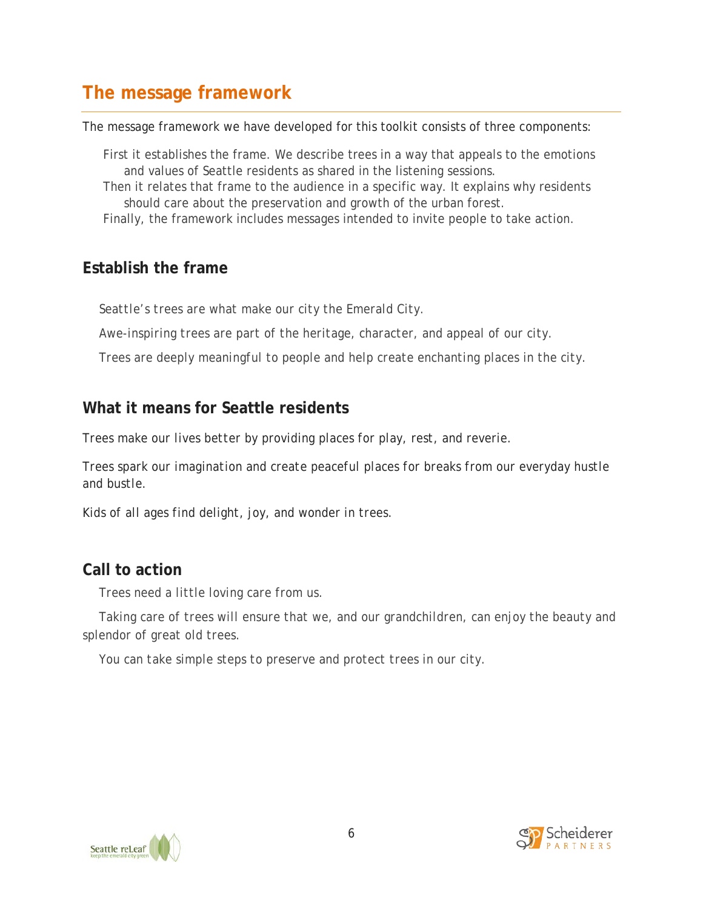## The message framework

The message framework we have developed for this toolkit consists of three components:

- First it establishes the frame. We describe trees in a way that appeals to the emotions and values of Seattle residents as shared in the listening sessions.
- Then it relates that frame to the audience in a specific way. It explains why residents should care about the preservation and growth of the urban forest.
- Finally, the framework includes messages intended to invite people to take action.

### Establish the frame

Seattle's trees are what make our city the Emerald City.

Awe-inspiring trees are part of the heritage, character, and appeal of our city.

Trees are deeply meaningful to people and help create enchanting places in the city.

### What it means for Seattle residents

Trees make our lives better by providing places for play, rest, and reverie.

Trees spark our imagination and create peaceful places for breaks from our everyday hustle and bustle.

Kids of all ages find delight, joy, and wonder in trees.

### Call to action

Trees need a little loving care from us.

Taking care of trees will ensure that we, and our grandchildren, can enjoy the beauty and splendor of great old trees.

You can take simple steps to preserve and protect trees in our city.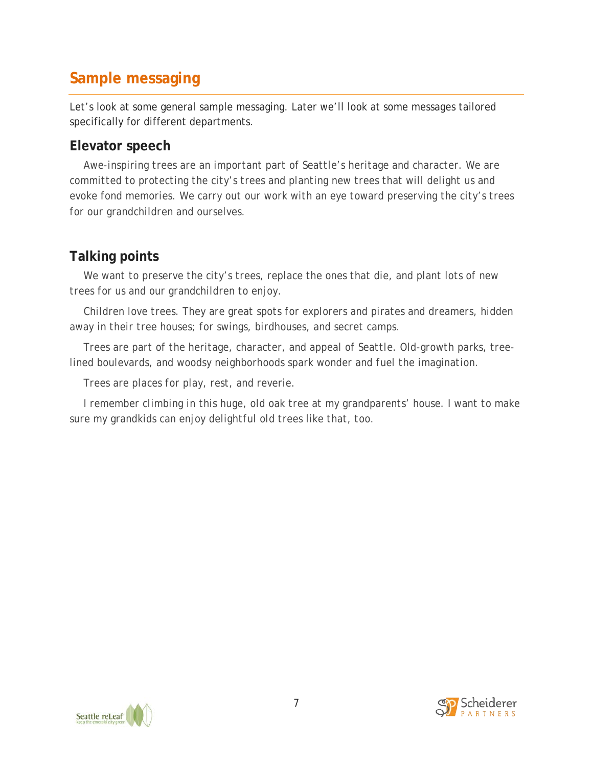## Sample messaging

Let's look at some general sample messaging. Later we'll look at some messages tailored specifically for different departments.

### Elevator speech

Awe-inspiring trees are an important part of Seattle's heritage and character. We are committed to protecting the city's trees and planting new trees that will delight us and evoke fond memories. We carry out our work with an eye toward preserving the city's trees for our grandchildren and ourselves.

### Talking points

We want to preserve the city's trees, replace the ones that die, and plant lots of new trees for us and our grandchildren to enjoy.

Children love trees. They are great spots for explorers and pirates and dreamers, hidden away in their tree houses; for swings, birdhouses, and secret camps.

Trees are part of the heritage, character, and appeal of Seattle. Old-growth parks, tree-lined boulevards, and woodsy neighborhoods spark wonder and fuel the imagination.

Trees are places for play, rest, and reverie.

I remember climbing in this huge, old oak tree at my grandparents' house. I want to make sure my grandkids can enjoy delightful old trees like that, too.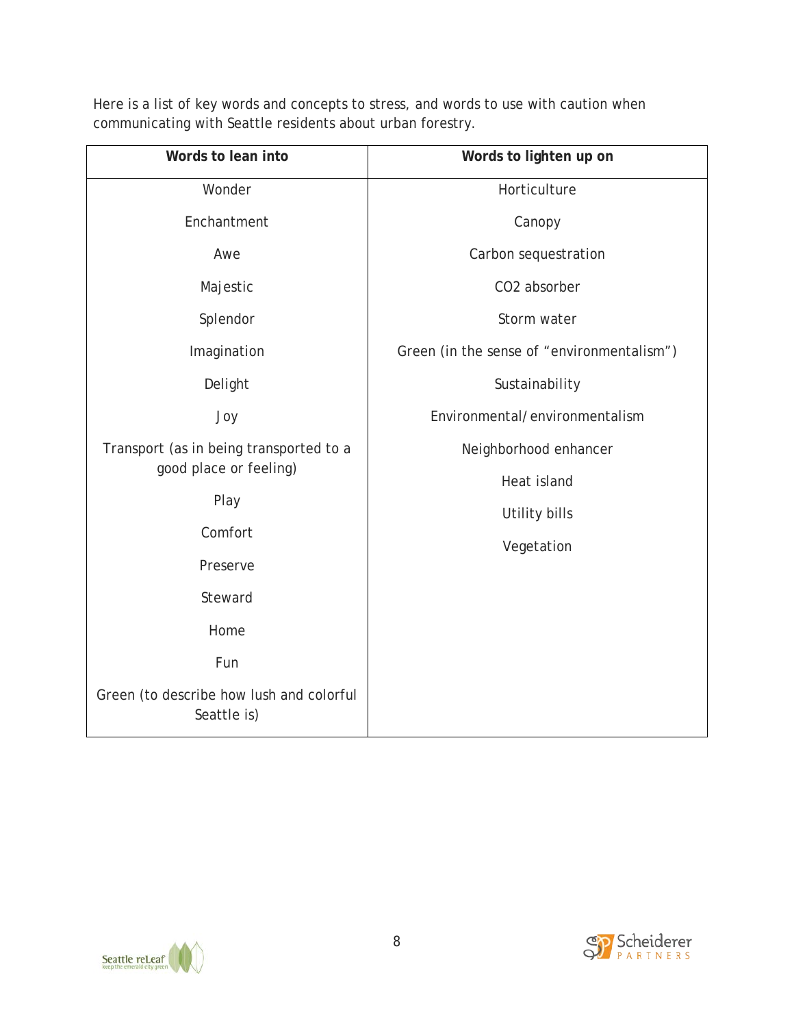Here is a list of key words and concepts to stress, and words to use with caution when communicating with Seattle residents about urban forestry.

| Words to lean into | Words to lighten up on |
|---|---|
| Wonder | Horticulture |
| Enchantment | Canopy |
| Awe | Carbon sequestration |
| Majestic | CO2 absorber |
| Splendor | Storm water |
| Imagination | Green (in the sense of “environmentalism”) |
| Delight | Sustainability |
| Joy | Environmental/environmentalism |
| Transport (as in being transported to a good place or feeling) | Neighborhood enhancer |
| Play | Heat island |
| Comfort | Utility bills |
| Preserve | Vegetation |
| Steward | |
| Home | |
| Fun | |
| Green (to describe how lush and colorful Seattle is) | |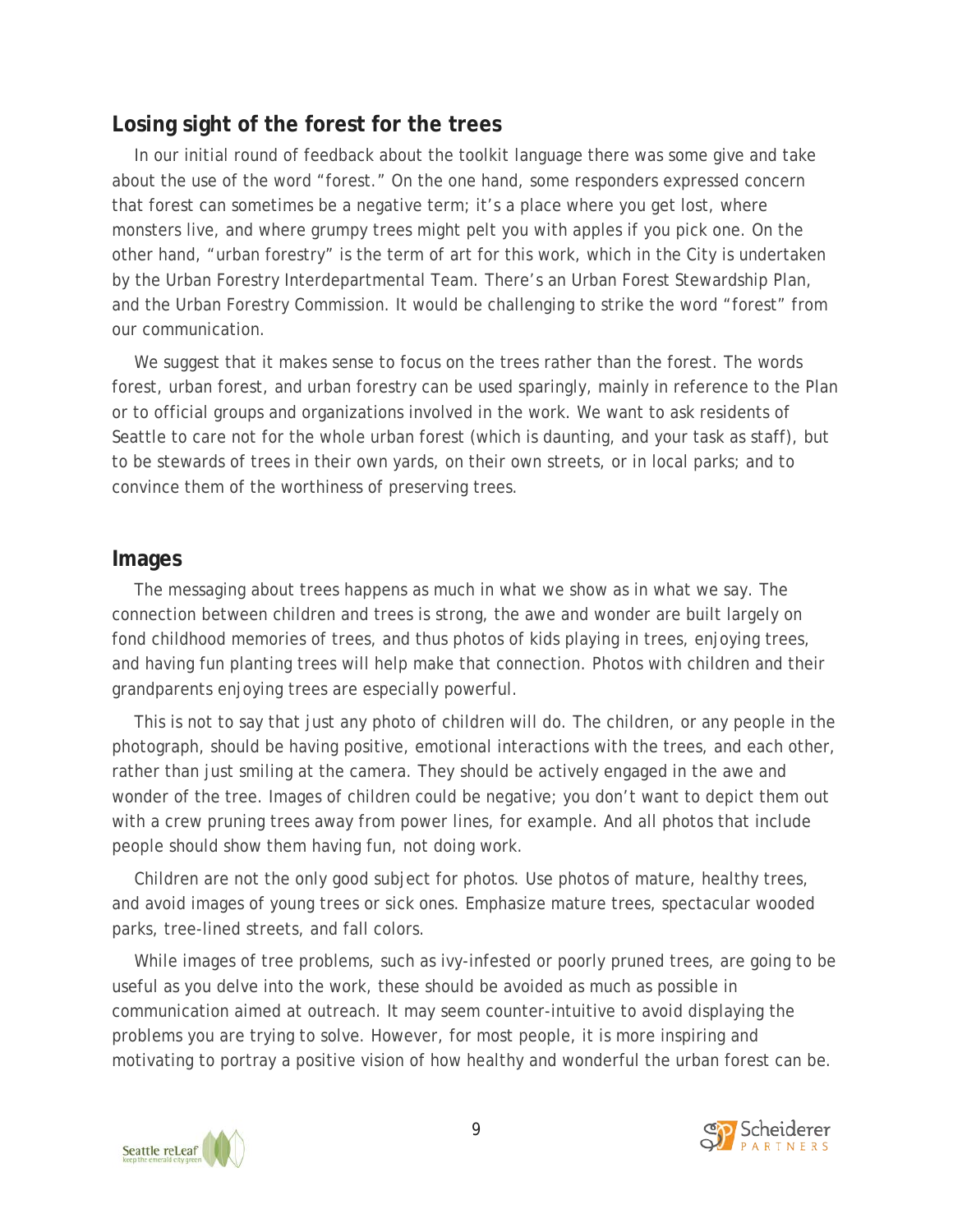## Losing sight of the forest for the trees

In our initial round of feedback about the toolkit language there was some give and take about the use of the word "forest." On the one hand, some responders expressed concern that forest can sometimes be a negative term; it's a place where you get lost, where monsters live, and where grumpy trees might pelt you with apples if you pick one. On the other hand, "urban forestry" is the term of art for this work, which in the City is undertaken by the Urban Forestry Interdepartmental Team. There's an Urban Forest Stewardship Plan, and the Urban Forestry Commission. It would be challenging to strike the word "forest" from our communication.

We suggest that it makes sense to focus on the trees rather than the forest. The words forest, urban forest, and urban forestry can be used sparingly, mainly in reference to the Plan or to official groups and organizations involved in the work. We want to ask residents of Seattle to care not for the whole urban forest (which is daunting, and your task as staff), but to be stewards of trees in their own yards, on their own streets, or in local parks; and to convince them of the worthiness of preserving trees.

## Images

The messaging about trees happens as much in what we show as in what we say. The connection between children and trees is strong, the awe and wonder are built largely on fond childhood memories of trees, and thus photos of kids playing in trees, enjoying trees, and having fun planting trees will help make that connection. Photos with children and their grandparents enjoying trees are especially powerful.

This is not to say that just any photo of children will do. The children, or any people in the photograph, should be having positive, emotional interactions with the trees, and each other, rather than just smiling at the camera. They should be actively engaged in the awe and wonder of the tree. Images of children could be negative; you don't want to depict them out with a crew pruning trees away from power lines, for example. And all photos that include people should show them having fun, not doing work.

Children are not the only good subject for photos. Use photos of mature, healthy trees, and avoid images of young trees or sick ones. Emphasize mature trees, spectacular wooded parks, tree-lined streets, and fall colors.

While images of tree problems, such as ivy-infested or poorly pruned trees, are going to be useful as you delve into the work, these should be avoided as much as possible in communication aimed at outreach. It may seem counter-intuitive to avoid displaying the problems you are trying to solve. However, for most people, it is more inspiring and motivating to portray a positive vision of how healthy and wonderful the urban forest can be.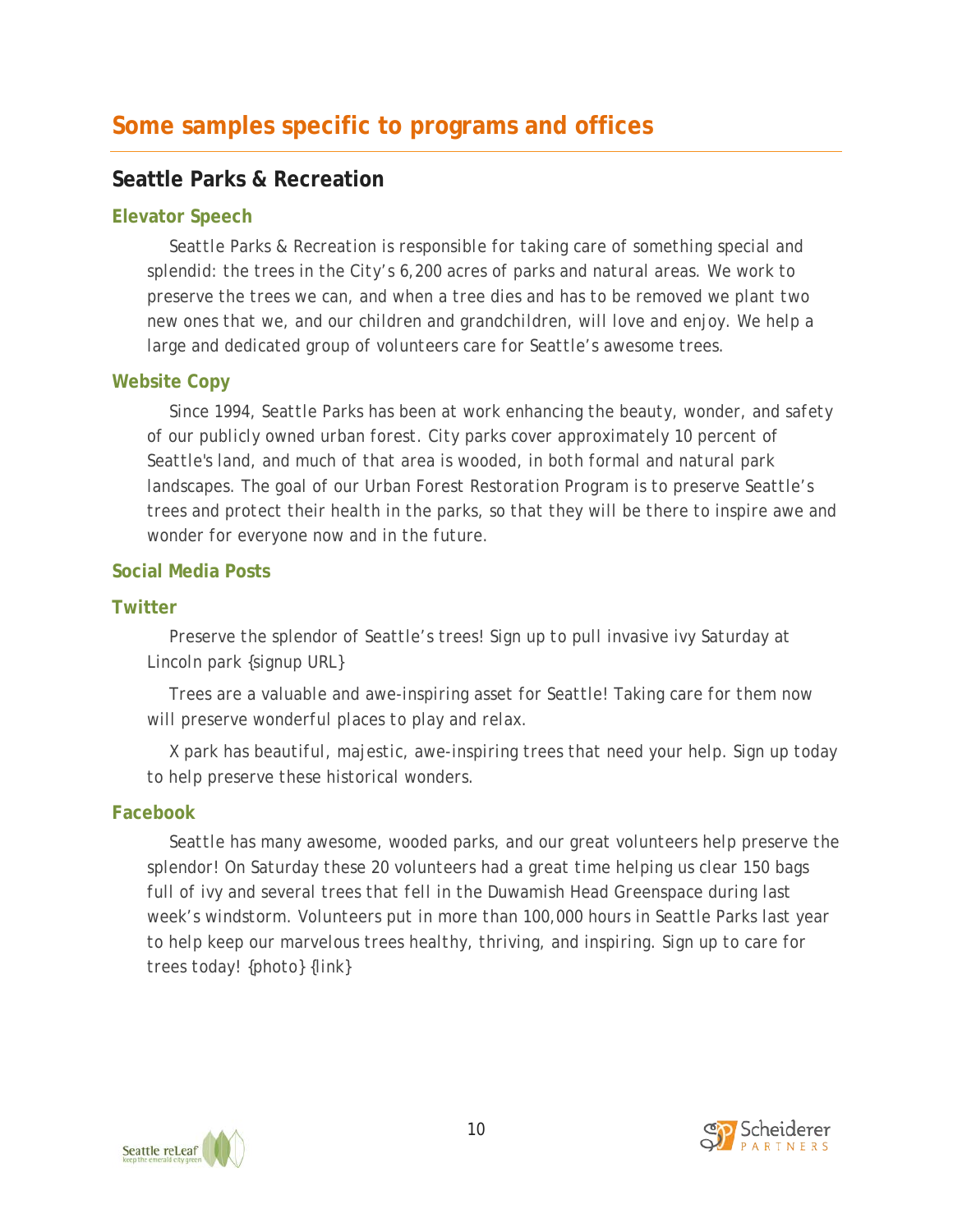# Some samples specific to programs and offices

## Seattle Parks & Recreation

### Elevator Speech

Seattle Parks & Recreation is responsible for taking care of something special and splendid: the trees in the City's 6,200 acres of parks and natural areas. We work to preserve the trees we can, and when a tree dies and has to be removed we plant two new ones that we, and our children and grandchildren, will love and enjoy. We help a large and dedicated group of volunteers care for Seattle's awesome trees.

### Website Copy

Since 1994, Seattle Parks has been at work enhancing the beauty, wonder, and safety of our publicly owned urban forest. City parks cover approximately 10 percent of Seattle's land, and much of that area is wooded, in both formal and natural park landscapes. The goal of our Urban Forest Restoration Program is to preserve Seattle's trees and protect their health in the parks, so that they will be there to inspire awe and wonder for everyone now and in the future.

### Social Media Posts

### Twitter

Preserve the splendor of Seattle's trees! Sign up to pull invasive ivy Saturday at Lincoln park {signup URL}

Trees are a valuable and awe-inspiring asset for Seattle! Taking care for them now will preserve wonderful places to play and relax.

X park has beautiful, majestic, awe-inspiring trees that need your help. Sign up today to help preserve these historical wonders.

### Facebook

Seattle has many awesome, wooded parks, and our great volunteers help preserve the splendor! On Saturday these 20 volunteers had a great time helping us clear 150 bags full of ivy and several trees that fell in the Duwamish Head Greenspace during last week's windstorm. Volunteers put in more than 100,000 hours in Seattle Parks last year to help keep our marvelous trees healthy, thriving, and inspiring. Sign up to care for trees today! {photo} {link}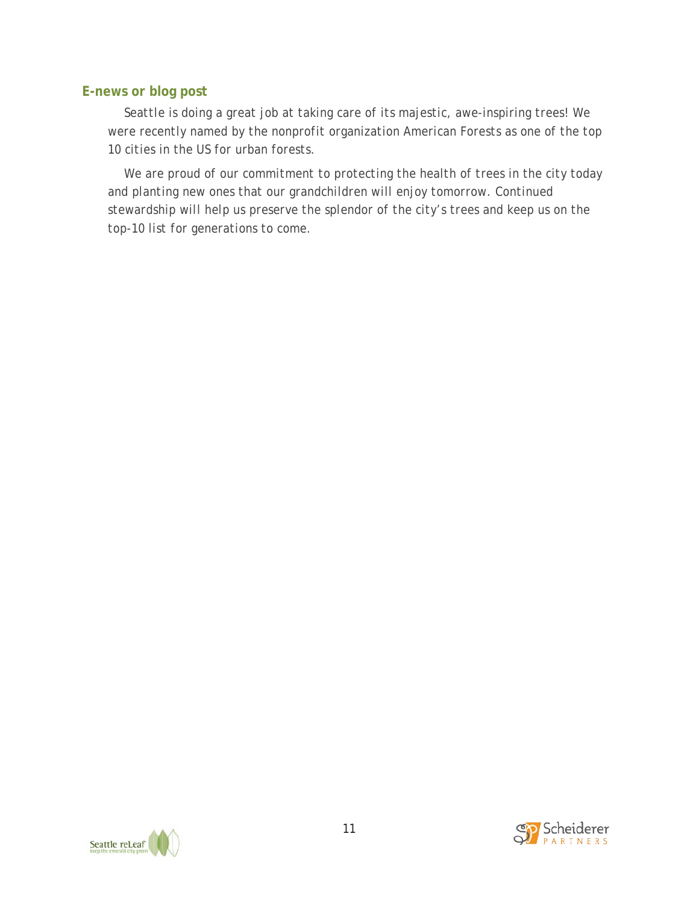## E-news or blog post

Seattle is doing a great job at taking care of its majestic, awe-inspiring trees! We were recently named by the nonprofit organization American Forests as one of the top 10 cities in the US for urban forests.

We are proud of our commitment to protecting the health of trees in the city today and planting new ones that our grandchildren will enjoy tomorrow. Continued stewardship will help us preserve the splendor of the city's trees and keep us on the top-10 list for generations to come.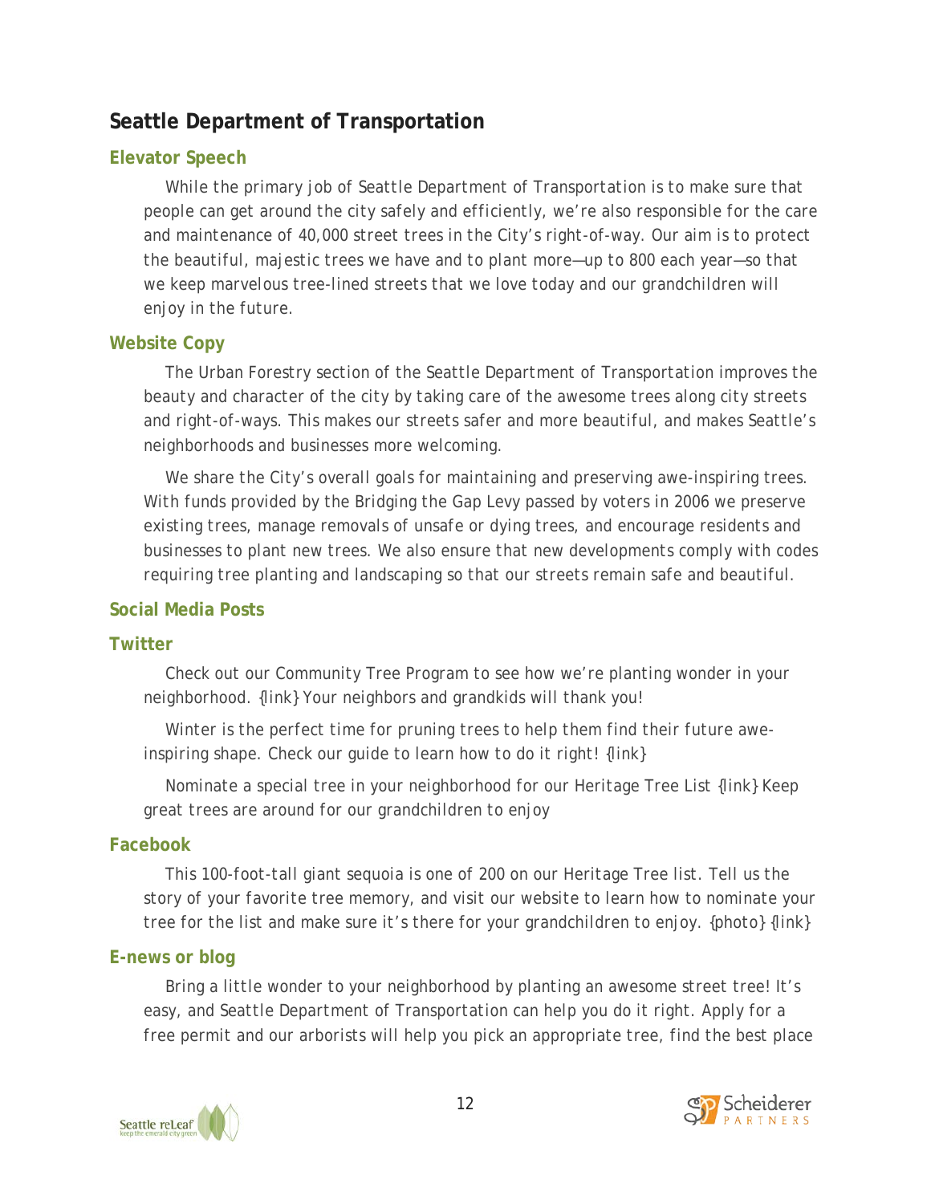## Seattle Department of Transportation

### Elevator Speech

While the primary job of Seattle Department of Transportation is to make sure that people can get around the city safely and efficiently, we're also responsible for the care and maintenance of 40,000 street trees in the City's right-of-way. Our aim is to protect the beautiful, majestic trees we have and to plant more—up to 800 each year—so that we keep marvelous tree-lined streets that we love today and our grandchildren will enjoy in the future.

### Website Copy

The Urban Forestry section of the Seattle Department of Transportation improves the beauty and character of the city by taking care of the awesome trees along city streets and right-of-ways. This makes our streets safer and more beautiful, and makes Seattle's neighborhoods and businesses more welcoming.

We share the City's overall goals for maintaining and preserving awe-inspiring trees. With funds provided by the Bridging the Gap Levy passed by voters in 2006 we preserve existing trees, manage removals of unsafe or dying trees, and encourage residents and businesses to plant new trees. We also ensure that new developments comply with codes requiring tree planting and landscaping so that our streets remain safe and beautiful.

### Social Media Posts

### Twitter

Check out our Community Tree Program to see how we're planting wonder in your neighborhood. {link} Your neighbors and grandkids will thank you!

Winter is the perfect time for pruning trees to help them find their future awe-inspiring shape. Check our guide to learn how to do it right! {link}

Nominate a special tree in your neighborhood for our Heritage Tree List {link} Keep great trees are around for our grandchildren to enjoy

### Facebook

This 100-foot-tall giant sequoia is one of 200 on our Heritage Tree list. Tell us the story of your favorite tree memory, and visit our website to learn how to nominate your tree for the list and make sure it's there for your grandchildren to enjoy. {photo} {link}

### E-news or blog

Bring a little wonder to your neighborhood by planting an awesome street tree! It's easy, and Seattle Department of Transportation can help you do it right. Apply for a free permit and our arborists will help you pick an appropriate tree, find the best place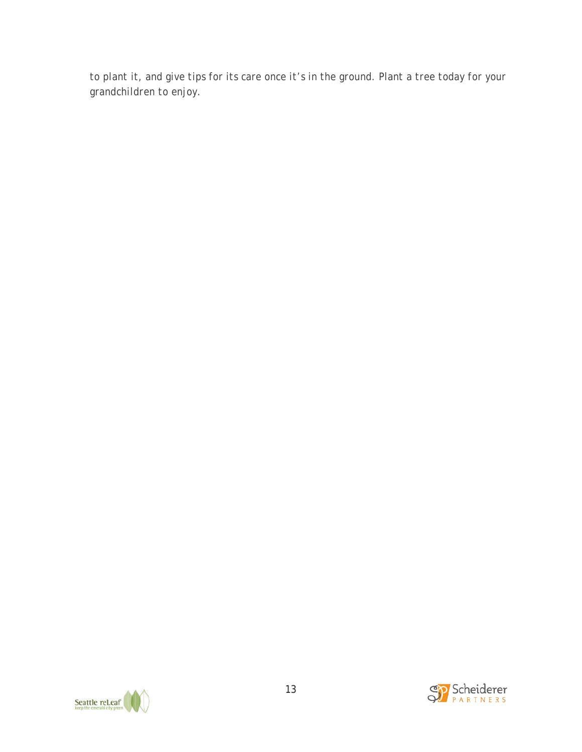to plant it, and give tips for its care once it's in the ground. Plant a tree today for your grandchildren to enjoy.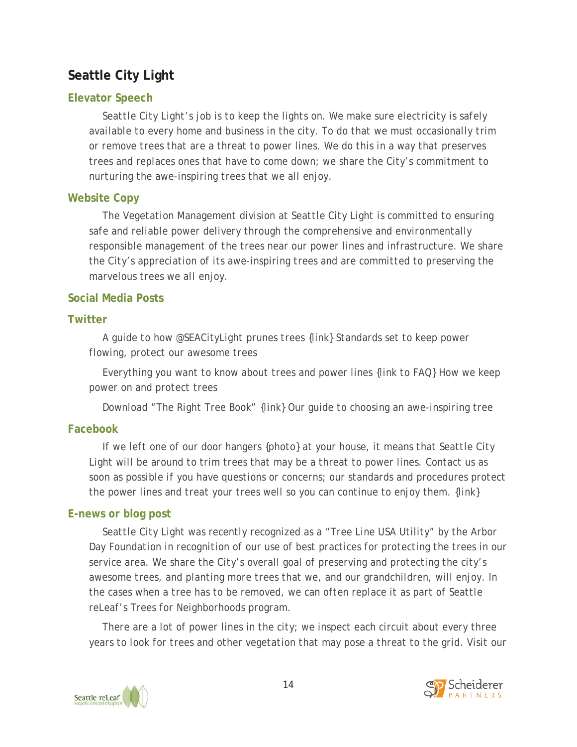## Seattle City Light

### Elevator Speech

Seattle City Light's job is to keep the lights on. We make sure electricity is safely available to every home and business in the city. To do that we must occasionally trim or remove trees that are a threat to power lines. We do this in a way that preserves trees and replaces ones that have to come down; we share the City's commitment to nurturing the awe-inspiring trees that we all enjoy.

### Website Copy

The Vegetation Management division at Seattle City Light is committed to ensuring safe and reliable power delivery through the comprehensive and environmentally responsible management of the trees near our power lines and infrastructure. We share the City's appreciation of its awe-inspiring trees and are committed to preserving the marvelous trees we all enjoy.

### Social Media Posts

### Twitter

A guide to how @SEACityLight prunes trees {link} Standards set to keep power flowing, protect our awesome trees

Everything you want to know about trees and power lines {link to FAQ} How we keep power on and protect trees

Download "The Right Tree Book" {link} Our guide to choosing an awe-inspiring tree

### Facebook

If we left one of our door hangers {photo} at your house, it means that Seattle City Light will be around to trim trees that may be a threat to power lines. Contact us as soon as possible if you have questions or concerns; our standards and procedures protect the power lines and treat your trees well so you can continue to enjoy them. {link}

### E-news or blog post

Seattle City Light was recently recognized as a "Tree Line USA Utility" by the Arbor Day Foundation in recognition of our use of best practices for protecting the trees in our service area. We share the City's overall goal of preserving and protecting the city's awesome trees, and planting more trees that we, and our grandchildren, will enjoy. In the cases when a tree has to be removed, we can often replace it as part of Seattle reLeaf's Trees for Neighborhoods program.

There are a lot of power lines in the city; we inspect each circuit about every three years to look for trees and other vegetation that may pose a threat to the grid. Visit our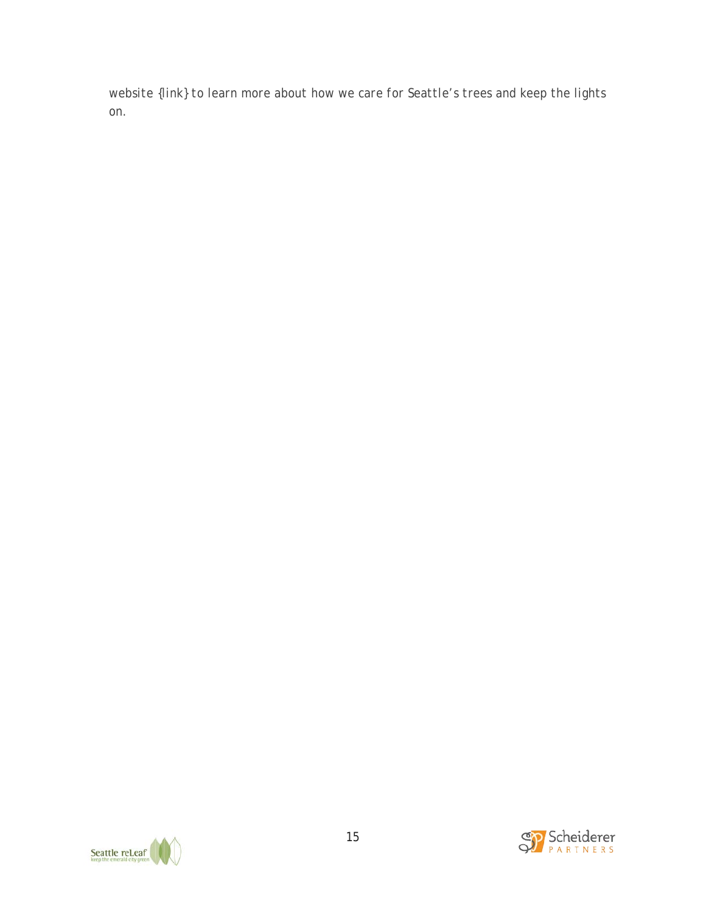website {link} to learn more about how we care for Seattle's trees and keep the lights on.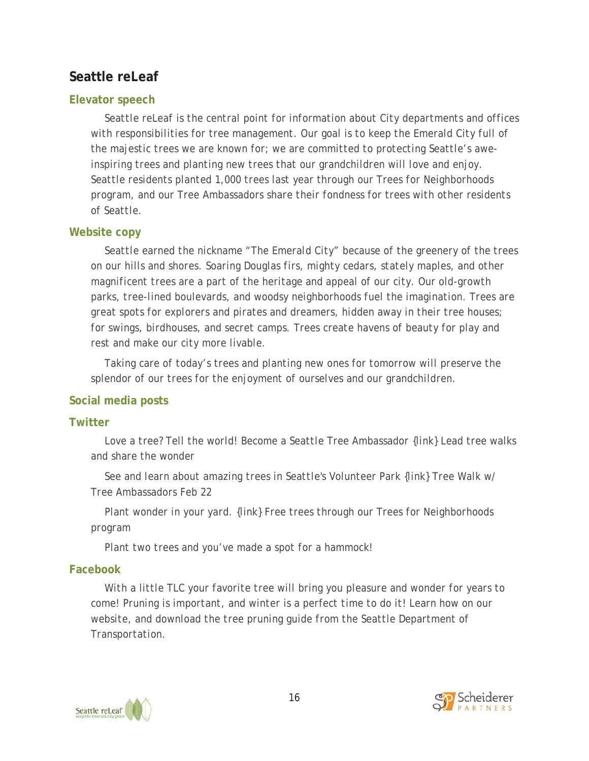## Seattle reLeaf

### Elevator speech

Seattle reLeaf is the central point for information about City departments and offices with responsibilities for tree management. Our goal is to keep the Emerald City full of the majestic trees we are known for; we are committed to protecting Seattle's awe-inspiring trees and planting new trees that our grandchildren will love and enjoy. Seattle residents planted 1,000 trees last year through our Trees for Neighborhoods program, and our Tree Ambassadors share their fondness for trees with other residents of Seattle.

### Website copy

Seattle earned the nickname "The Emerald City" because of the greenery of the trees on our hills and shores. Soaring Douglas firs, mighty cedars, stately maples, and other magnificent trees are a part of the heritage and appeal of our city. Our old-growth parks, tree-lined boulevards, and woodsy neighborhoods fuel the imagination. Trees are great spots for explorers and pirates and dreamers, hidden away in their tree houses; for swings, birdhouses, and secret camps. Trees create havens of beauty for play and rest and make our city more livable.

Taking care of today's trees and planting new ones for tomorrow will preserve the splendor of our trees for the enjoyment of ourselves and our grandchildren.

### Social media posts

### Twitter

Love a tree? Tell the world! Become a Seattle Tree Ambassador {link} Lead tree walks and share the wonder

See and learn about amazing trees in Seattle's Volunteer Park {link} Tree Walk w/ Tree Ambassadors Feb 22

Plant wonder in your yard. {link} Free trees through our Trees for Neighborhoods program

Plant two trees and you've made a spot for a hammock!

### Facebook

With a little TLC your favorite tree will bring you pleasure and wonder for years to come! Pruning is important, and winter is a perfect time to do it! Learn how on our website, and download the tree pruning guide from the Seattle Department of Transportation.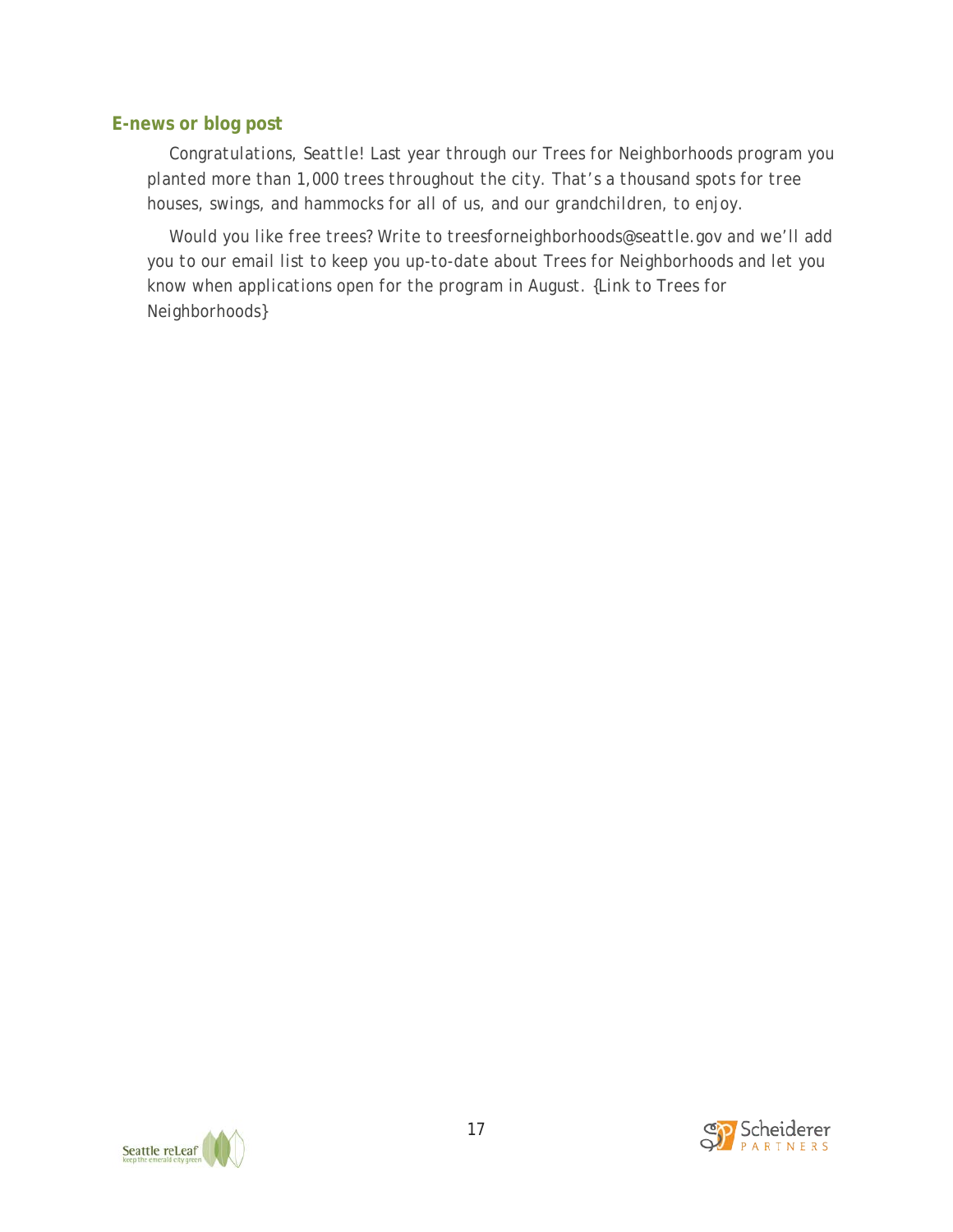### E-news or blog post

Congratulations, Seattle! Last year through our Trees for Neighborhoods program you planted more than 1,000 trees throughout the city. That's a thousand spots for tree houses, swings, and hammocks for all of us, and our grandchildren, to enjoy.

Would you like free trees? Write to treesforneighborhoods@seattle.gov and we'll add you to our email list to keep you up-to-date about Trees for Neighborhoods and let you know when applications open for the program in August. {Link to Trees for Neighborhoods}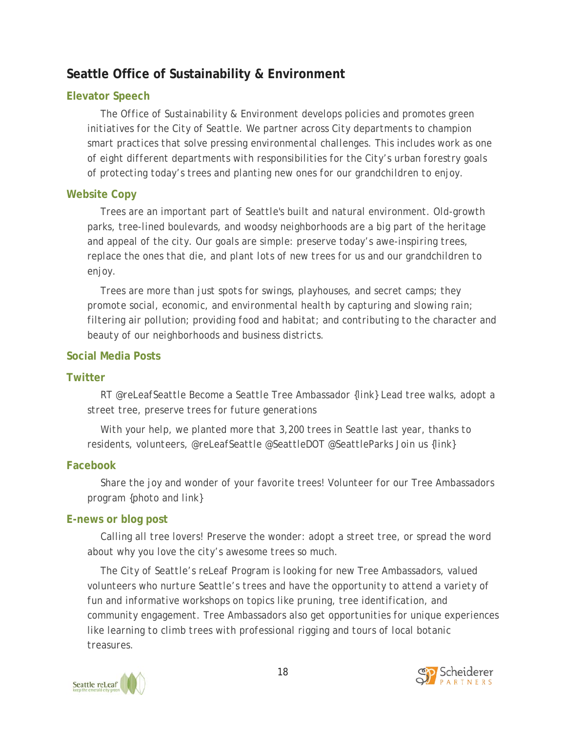## Seattle Office of Sustainability & Environment

### Elevator Speech

The Office of Sustainability & Environment develops policies and promotes green initiatives for the City of Seattle. We partner across City departments to champion smart practices that solve pressing environmental challenges. This includes work as one of eight different departments with responsibilities for the City's urban forestry goals of protecting today's trees and planting new ones for our grandchildren to enjoy.

### Website Copy

Trees are an important part of Seattle's built and natural environment. Old-growth parks, tree-lined boulevards, and woodsy neighborhoods are a big part of the heritage and appeal of the city. Our goals are simple: preserve today's awe-inspiring trees, replace the ones that die, and plant lots of new trees for us and our grandchildren to enjoy.

Trees are more than just spots for swings, playhouses, and secret camps; they promote social, economic, and environmental health by capturing and slowing rain; filtering air pollution; providing food and habitat; and contributing to the character and beauty of our neighborhoods and business districts.

### Social Media Posts

### Twitter

RT @reLeafSeattle Become a Seattle Tree Ambassador {link} Lead tree walks, adopt a street tree, preserve trees for future generations

With your help, we planted more that 3,200 trees in Seattle last year, thanks to residents, volunteers, @reLeafSeattle @SeattleDOT @SeattleParks Join us {link}

### Facebook

Share the joy and wonder of your favorite trees! Volunteer for our Tree Ambassadors program {photo and link}

### E-news or blog post

Calling all tree lovers! Preserve the wonder: adopt a street tree, or spread the word about why you love the city's awesome trees so much.

The City of Seattle's reLeaf Program is looking for new Tree Ambassadors, valued volunteers who nurture Seattle's trees and have the opportunity to attend a variety of fun and informative workshops on topics like pruning, tree identification, and community engagement. Tree Ambassadors also get opportunities for unique experiences like learning to climb trees with professional rigging and tours of local botanic treasures.